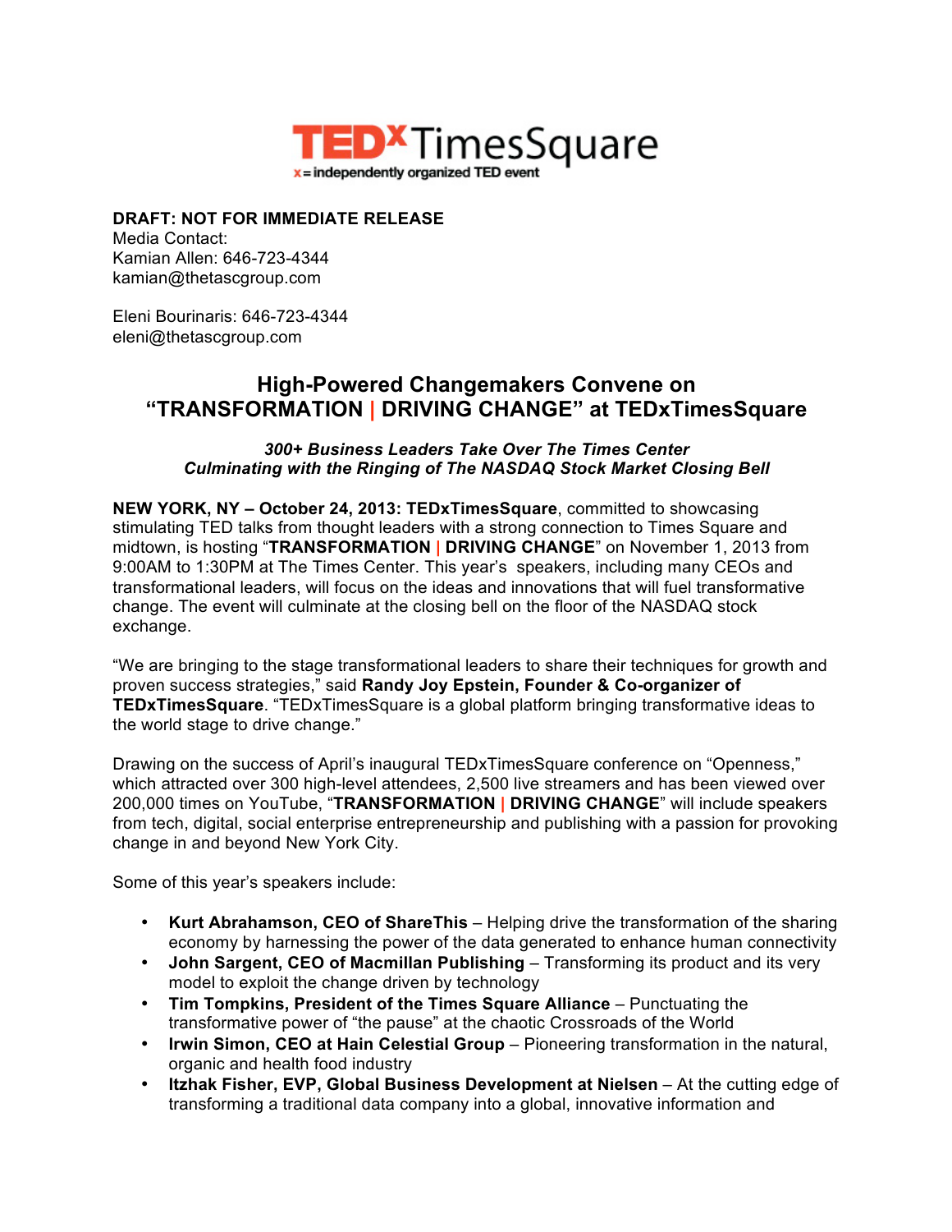TEDxTimesSquare
x = independently organized TED event

**DRAFT: NOT FOR IMMEDIATE RELEASE**
Media Contact:
Kamian Allen: 646-723-4344
kamian@thetascgroup.com

Eleni Bourinaris: 646-723-4344
eleni@thetascgroup.com

# High-Powered Changemakers Convene on "TRANSFORMATION | DRIVING CHANGE" at TEDxTimesSquare

***300+ Business Leaders Take Over The Times Center***
***Culminating with the Ringing of The NASDAQ Stock Market Closing Bell***

**NEW YORK, NY – October 24, 2013: TEDxTimesSquare**, committed to showcasing stimulating TED talks from thought leaders with a strong connection to Times Square and midtown, is hosting "**TRANSFORMATION | DRIVING CHANGE**" on November 1, 2013 from 9:00AM to 1:30PM at The Times Center. This year's speakers, including many CEOs and transformational leaders, will focus on the ideas and innovations that will fuel transformative change. The event will culminate at the closing bell on the floor of the NASDAQ stock exchange.

"We are bringing to the stage transformational leaders to share their techniques for growth and proven success strategies," said **Randy Joy Epstein, Founder & Co-organizer of TEDxTimesSquare**. "TEDxTimesSquare is a global platform bringing transformative ideas to the world stage to drive change."

Drawing on the success of April's inaugural TEDxTimesSquare conference on "Openness," which attracted over 300 high-level attendees, 2,500 live streamers and has been viewed over 200,000 times on YouTube, "**TRANSFORMATION | DRIVING CHANGE**" will include speakers from tech, digital, social enterprise entrepreneurship and publishing with a passion for provoking change in and beyond New York City.

Some of this year's speakers include:

- **Kurt Abrahamson, CEO of ShareThis** – Helping drive the transformation of the sharing economy by harnessing the power of the data generated to enhance human connectivity
- **John Sargent, CEO of Macmillan Publishing** – Transforming its product and its very model to exploit the change driven by technology
- **Tim Tompkins, President of the Times Square Alliance** – Punctuating the transformative power of "the pause" at the chaotic Crossroads of the World
- **Irwin Simon, CEO at Hain Celestial Group** – Pioneering transformation in the natural, organic and health food industry
- **Itzhak Fisher, EVP, Global Business Development at Nielsen** – At the cutting edge of transforming a traditional data company into a global, innovative information and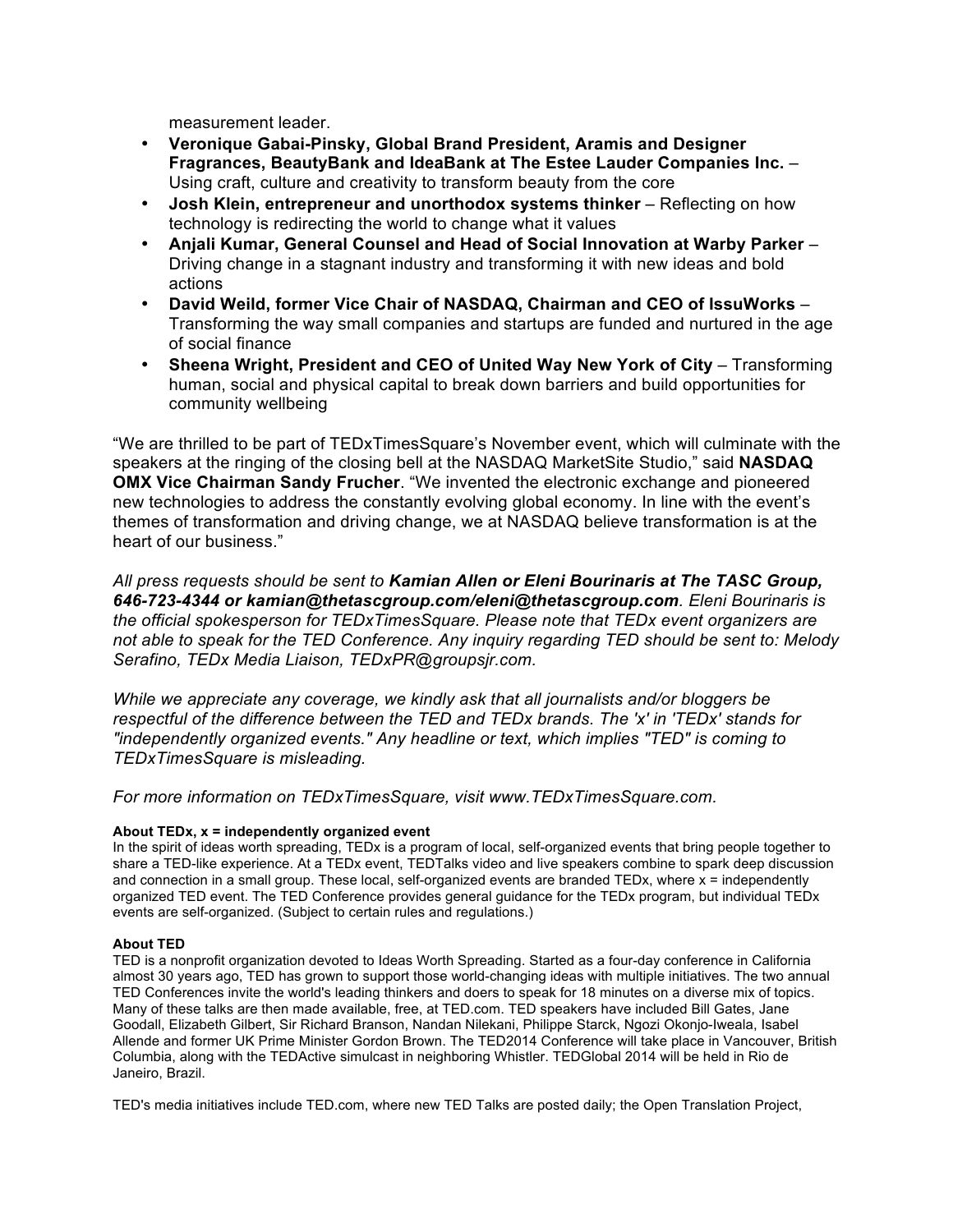measurement leader.

- **Veronique Gabai-Pinsky, Global Brand President, Aramis and Designer Fragrances, BeautyBank and IdeaBank at The Estee Lauder Companies Inc.** – Using craft, culture and creativity to transform beauty from the core
- **Josh Klein, entrepreneur and unorthodox systems thinker** – Reflecting on how technology is redirecting the world to change what it values
- **Anjali Kumar, General Counsel and Head of Social Innovation at Warby Parker** – Driving change in a stagnant industry and transforming it with new ideas and bold actions
- **David Weild, former Vice Chair of NASDAQ, Chairman and CEO of IssuWorks** – Transforming the way small companies and startups are funded and nurtured in the age of social finance
- **Sheena Wright, President and CEO of United Way New York of City** – Transforming human, social and physical capital to break down barriers and build opportunities for community wellbeing

"We are thrilled to be part of TEDxTimesSquare's November event, which will culminate with the speakers at the ringing of the closing bell at the NASDAQ MarketSite Studio," said **NASDAQ OMX Vice Chairman Sandy Frucher**. "We invented the electronic exchange and pioneered new technologies to address the constantly evolving global economy. In line with the event's themes of transformation and driving change, we at NASDAQ believe transformation is at the heart of our business."

*All press requests should be sent to **Kamian Allen or Eleni Bourinaris at The TASC Group, 646-723-4344 or kamian@thetascgroup.com/eleni@thetascgroup.com**. Eleni Bourinaris is the official spokesperson for TEDxTimesSquare. Please note that TEDx event organizers are not able to speak for the TED Conference. Any inquiry regarding TED should be sent to: Melody Serafino, TEDx Media Liaison, TEDxPR@groupsjr.com.*

*While we appreciate any coverage, we kindly ask that all journalists and/or bloggers be respectful of the difference between the TED and TEDx brands. The 'x' in 'TEDx' stands for "independently organized events." Any headline or text, which implies "TED" is coming to TEDxTimesSquare is misleading.*

*For more information on TEDxTimesSquare, visit www.TEDxTimesSquare.com.*

**About TEDx, x = independently organized event**

In the spirit of ideas worth spreading, TEDx is a program of local, self-organized events that bring people together to share a TED-like experience. At a TEDx event, TEDTalks video and live speakers combine to spark deep discussion and connection in a small group. These local, self-organized events are branded TEDx, where x = independently organized TED event. The TED Conference provides general guidance for the TEDx program, but individual TEDx events are self-organized. (Subject to certain rules and regulations.)

**About TED**

TED is a nonprofit organization devoted to Ideas Worth Spreading. Started as a four-day conference in California almost 30 years ago, TED has grown to support those world-changing ideas with multiple initiatives. The two annual TED Conferences invite the world's leading thinkers and doers to speak for 18 minutes on a diverse mix of topics. Many of these talks are then made available, free, at TED.com. TED speakers have included Bill Gates, Jane Goodall, Elizabeth Gilbert, Sir Richard Branson, Nandan Nilekani, Philippe Starck, Ngozi Okonjo-Iweala, Isabel Allende and former UK Prime Minister Gordon Brown. The TED2014 Conference will take place in Vancouver, British Columbia, along with the TEDActive simulcast in neighboring Whistler. TEDGlobal 2014 will be held in Rio de Janeiro, Brazil.

TED's media initiatives include TED.com, where new TED Talks are posted daily; the Open Translation Project,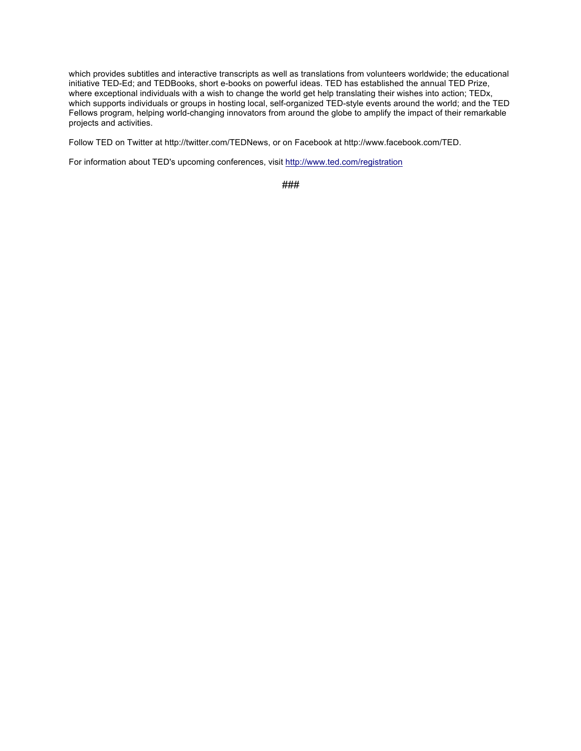which provides subtitles and interactive transcripts as well as translations from volunteers worldwide; the educational initiative TED-Ed; and TEDBooks, short e-books on powerful ideas. TED has established the annual TED Prize, where exceptional individuals with a wish to change the world get help translating their wishes into action; TEDx, which supports individuals or groups in hosting local, self-organized TED-style events around the world; and the TED Fellows program, helping world-changing innovators from around the globe to amplify the impact of their remarkable projects and activities.

Follow TED on Twitter at http://twitter.com/TEDNews, or on Facebook at http://www.facebook.com/TED.

For information about TED's upcoming conferences, visit http://www.ted.com/registration

###